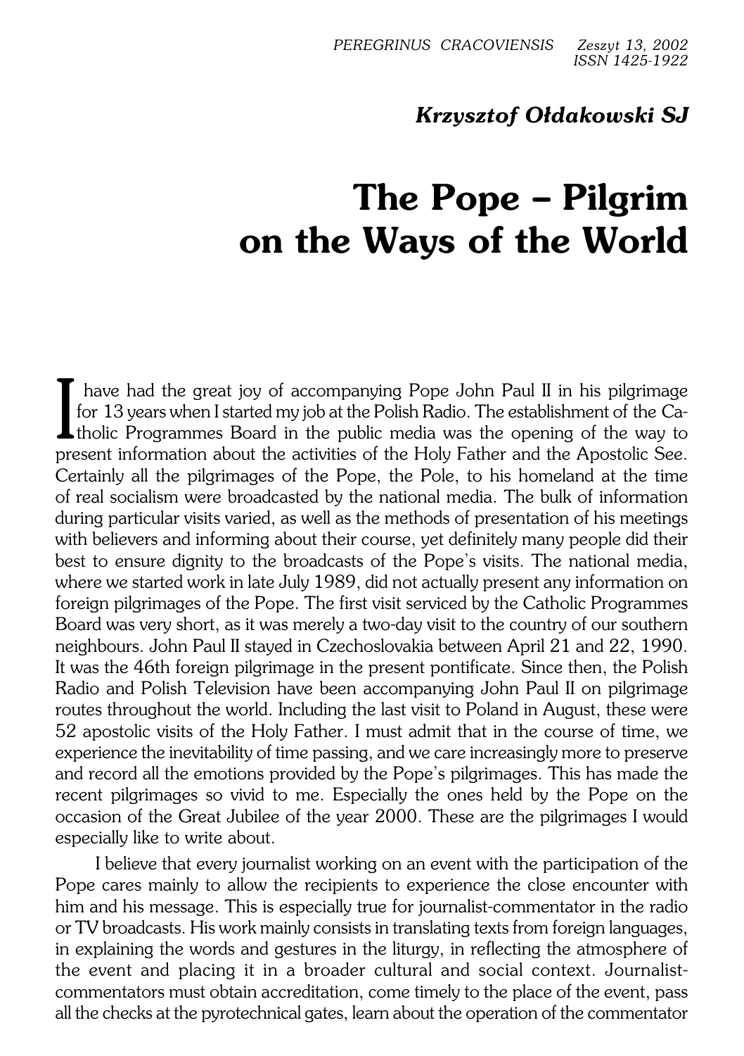*Krzysztof Ołdakowski SJ*

# The Pope – Pilgrim on the Ways of the World

I have had the great joy of accompanying Pope John Paul II in his pilgrimage for 13 years when I started my job at the Polish Radio. The establishment of the Catholic Programmes Board in the public media was the opening of the way to present information about the activities of the Holy Father and the Apostolic See. Certainly all the pilgrimages of the Pope, the Pole, to his homeland at the time of real socialism were broadcasted by the national media. The bulk of information during particular visits varied, as well as the methods of presentation of his meetings with believers and informing about their course, yet definitely many people did their best to ensure dignity to the broadcasts of the Pope's visits. The national media, where we started work in late July 1989, did not actually present any information on foreign pilgrimages of the Pope. The first visit serviced by the Catholic Programmes Board was very short, as it was merely a two-day visit to the country of our southern neighbours. John Paul II stayed in Czechoslovakia between April 21 and 22, 1990. It was the 46th foreign pilgrimage in the present pontificate. Since then, the Polish Radio and Polish Television have been accompanying John Paul II on pilgrimage routes throughout the world. Including the last visit to Poland in August, these were 52 apostolic visits of the Holy Father. I must admit that in the course of time, we experience the inevitability of time passing, and we care increasingly more to preserve and record all the emotions provided by the Pope's pilgrimages. This has made the recent pilgrimages so vivid to me. Especially the ones held by the Pope on the occasion of the Great Jubilee of the year 2000. These are the pilgrimages I would especially like to write about.

I believe that every journalist working on an event with the participation of the Pope cares mainly to allow the recipients to experience the close encounter with him and his message. This is especially true for journalist-commentator in the radio or TV broadcasts. His work mainly consists in translating texts from foreign languages, in explaining the words and gestures in the liturgy, in reflecting the atmosphere of the event and placing it in a broader cultural and social context. Journalist-commentators must obtain accreditation, come timely to the place of the event, pass all the checks at the pyrotechnical gates, learn about the operation of the commentator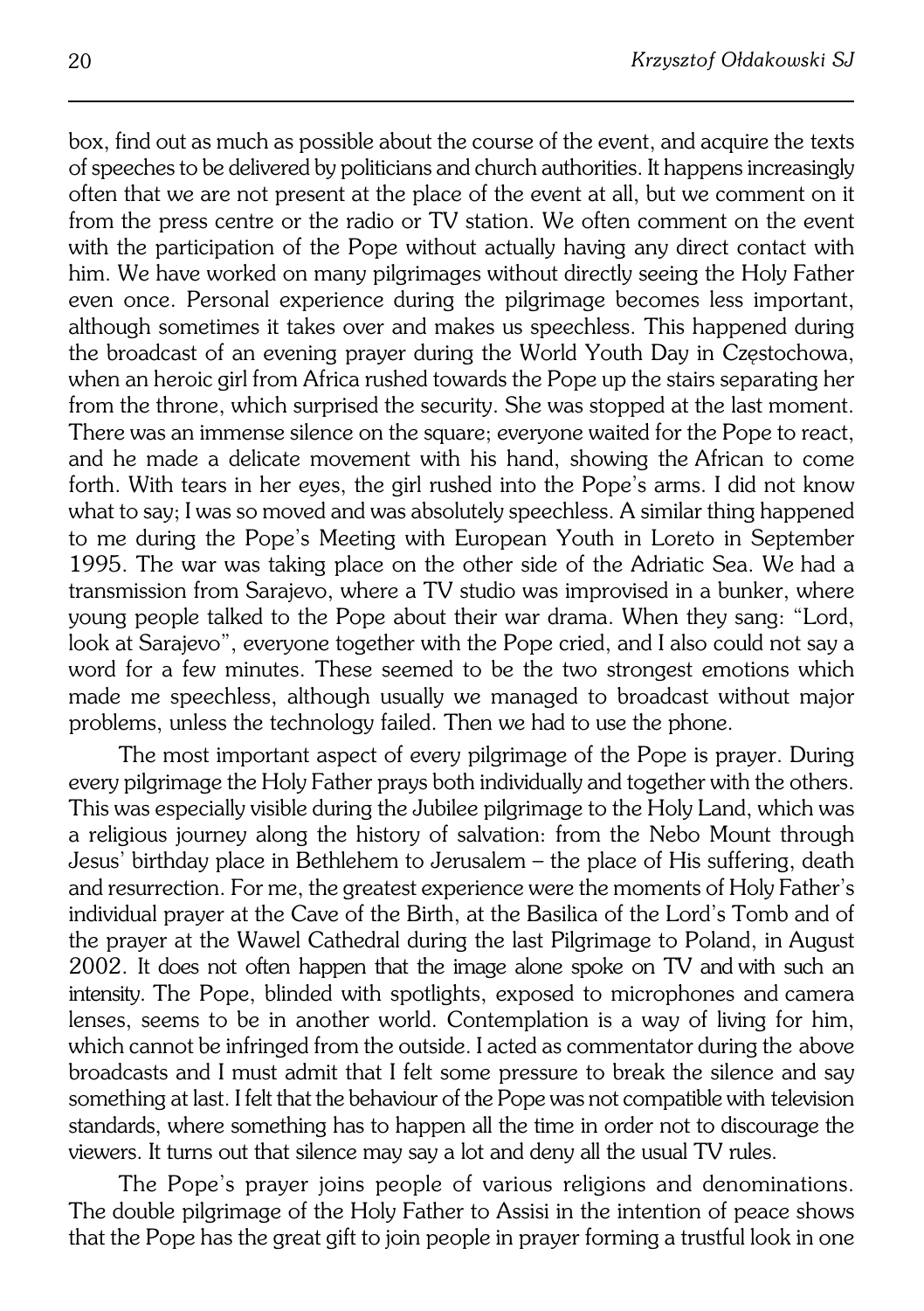box, find out as much as possible about the course of the event, and acquire the texts of speeches to be delivered by politicians and church authorities. It happens increasingly often that we are not present at the place of the event at all, but we comment on it from the press centre or the radio or TV station. We often comment on the event with the participation of the Pope without actually having any direct contact with him. We have worked on many pilgrimages without directly seeing the Holy Father even once. Personal experience during the pilgrimage becomes less important, although sometimes it takes over and makes us speechless. This happened during the broadcast of an evening prayer during the World Youth Day in Częstochowa, when an heroic girl from Africa rushed towards the Pope up the stairs separating her from the throne, which surprised the security. She was stopped at the last moment. There was an immense silence on the square; everyone waited for the Pope to react, and he made a delicate movement with his hand, showing the African to come forth. With tears in her eyes, the girl rushed into the Pope's arms. I did not know what to say; I was so moved and was absolutely speechless. A similar thing happened to me during the Pope's Meeting with European Youth in Loreto in September 1995. The war was taking place on the other side of the Adriatic Sea. We had a transmission from Sarajevo, where a TV studio was improvised in a bunker, where young people talked to the Pope about their war drama. When they sang: "Lord, look at Sarajevo", everyone together with the Pope cried, and I also could not say a word for a few minutes. These seemed to be the two strongest emotions which made me speechless, although usually we managed to broadcast without major problems, unless the technology failed. Then we had to use the phone.

The most important aspect of every pilgrimage of the Pope is prayer. During every pilgrimage the Holy Father prays both individually and together with the others. This was especially visible during the Jubilee pilgrimage to the Holy Land, which was a religious journey along the history of salvation: from the Nebo Mount through Jesus' birthday place in Bethlehem to Jerusalem – the place of His suffering, death and resurrection. For me, the greatest experience were the moments of Holy Father's individual prayer at the Cave of the Birth, at the Basilica of the Lord's Tomb and of the prayer at the Wawel Cathedral during the last Pilgrimage to Poland, in August 2002. It does not often happen that the image alone spoke on TV and with such an intensity. The Pope, blinded with spotlights, exposed to microphones and camera lenses, seems to be in another world. Contemplation is a way of living for him, which cannot be infringed from the outside. I acted as commentator during the above broadcasts and I must admit that I felt some pressure to break the silence and say something at last. I felt that the behaviour of the Pope was not compatible with television standards, where something has to happen all the time in order not to discourage the viewers. It turns out that silence may say a lot and deny all the usual TV rules.

The Pope's prayer joins people of various religions and denominations. The double pilgrimage of the Holy Father to Assisi in the intention of peace shows that the Pope has the great gift to join people in prayer forming a trustful look in one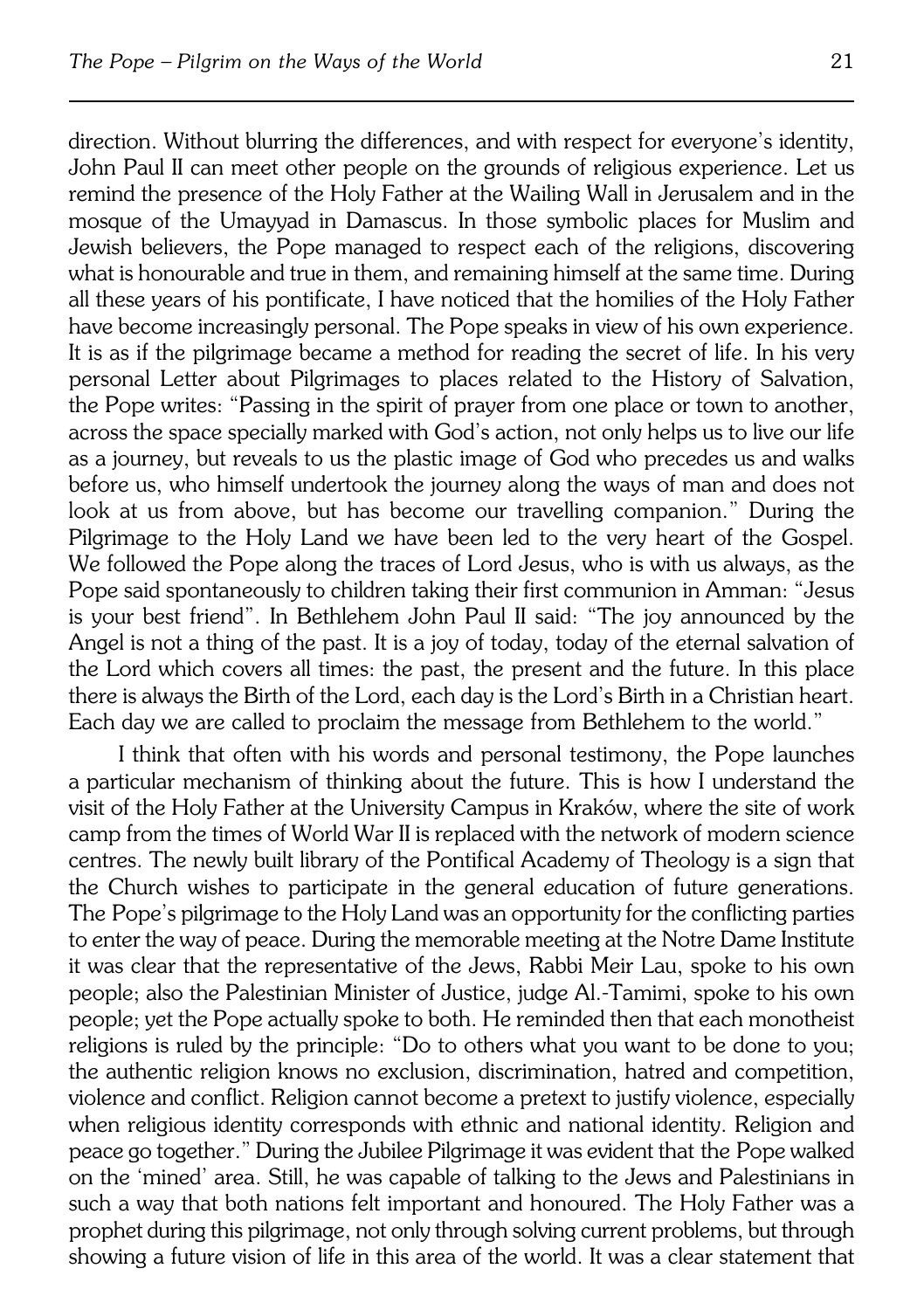direction. Without blurring the differences, and with respect for everyone's identity, John Paul II can meet other people on the grounds of religious experience. Let us remind the presence of the Holy Father at the Wailing Wall in Jerusalem and in the mosque of the Umayyad in Damascus. In those symbolic places for Muslim and Jewish believers, the Pope managed to respect each of the religions, discovering what is honourable and true in them, and remaining himself at the same time. During all these years of his pontificate, I have noticed that the homilies of the Holy Father have become increasingly personal. The Pope speaks in view of his own experience. It is as if the pilgrimage became a method for reading the secret of life. In his very personal Letter about Pilgrimages to places related to the History of Salvation, the Pope writes: "Passing in the spirit of prayer from one place or town to another, across the space specially marked with God's action, not only helps us to live our life as a journey, but reveals to us the plastic image of God who precedes us and walks before us, who himself undertook the journey along the ways of man and does not look at us from above, but has become our travelling companion." During the Pilgrimage to the Holy Land we have been led to the very heart of the Gospel. We followed the Pope along the traces of Lord Jesus, who is with us always, as the Pope said spontaneously to children taking their first communion in Amman: "Jesus is your best friend". In Bethlehem John Paul II said: "The joy announced by the Angel is not a thing of the past. It is a joy of today, today of the eternal salvation of the Lord which covers all times: the past, the present and the future. In this place there is always the Birth of the Lord, each day is the Lord's Birth in a Christian heart. Each day we are called to proclaim the message from Bethlehem to the world."

I think that often with his words and personal testimony, the Pope launches a particular mechanism of thinking about the future. This is how I understand the visit of the Holy Father at the University Campus in Kraków, where the site of work camp from the times of World War II is replaced with the network of modern science centres. The newly built library of the Pontifical Academy of Theology is a sign that the Church wishes to participate in the general education of future generations. The Pope's pilgrimage to the Holy Land was an opportunity for the conflicting parties to enter the way of peace. During the memorable meeting at the Notre Dame Institute it was clear that the representative of the Jews, Rabbi Meir Lau, spoke to his own people; also the Palestinian Minister of Justice, judge Al.-Tamimi, spoke to his own people; yet the Pope actually spoke to both. He reminded then that each monotheist religions is ruled by the principle: "Do to others what you want to be done to you; the authentic religion knows no exclusion, discrimination, hatred and competition, violence and conflict. Religion cannot become a pretext to justify violence, especially when religious identity corresponds with ethnic and national identity. Religion and peace go together." During the Jubilee Pilgrimage it was evident that the Pope walked on the 'mined' area. Still, he was capable of talking to the Jews and Palestinians in such a way that both nations felt important and honoured. The Holy Father was a prophet during this pilgrimage, not only through solving current problems, but through showing a future vision of life in this area of the world. It was a clear statement that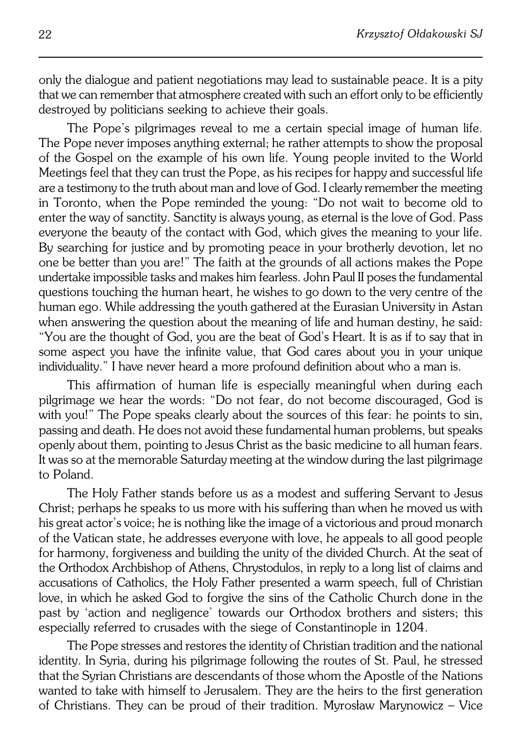only the dialogue and patient negotiations may lead to sustainable peace. It is a pity that we can remember that atmosphere created with such an effort only to be efficiently destroyed by politicians seeking to achieve their goals.

The Pope's pilgrimages reveal to me a certain special image of human life. The Pope never imposes anything external; he rather attempts to show the proposal of the Gospel on the example of his own life. Young people invited to the World Meetings feel that they can trust the Pope, as his recipes for happy and successful life are a testimony to the truth about man and love of God. I clearly remember the meeting in Toronto, when the Pope reminded the young: "Do not wait to become old to enter the way of sanctity. Sanctity is always young, as eternal is the love of God. Pass everyone the beauty of the contact with God, which gives the meaning to your life. By searching for justice and by promoting peace in your brotherly devotion, let no one be better than you are!" The faith at the grounds of all actions makes the Pope undertake impossible tasks and makes him fearless. John Paul II poses the fundamental questions touching the human heart, he wishes to go down to the very centre of the human ego. While addressing the youth gathered at the Eurasian University in Astan when answering the question about the meaning of life and human destiny, he said: "You are the thought of God, you are the beat of God's Heart. It is as if to say that in some aspect you have the infinite value, that God cares about you in your unique individuality." I have never heard a more profound definition about who a man is.

This affirmation of human life is especially meaningful when during each pilgrimage we hear the words: "Do not fear, do not become discouraged, God is with you!" The Pope speaks clearly about the sources of this fear: he points to sin, passing and death. He does not avoid these fundamental human problems, but speaks openly about them, pointing to Jesus Christ as the basic medicine to all human fears. It was so at the memorable Saturday meeting at the window during the last pilgrimage to Poland.

The Holy Father stands before us as a modest and suffering Servant to Jesus Christ; perhaps he speaks to us more with his suffering than when he moved us with his great actor's voice; he is nothing like the image of a victorious and proud monarch of the Vatican state, he addresses everyone with love, he appeals to all good people for harmony, forgiveness and building the unity of the divided Church. At the seat of the Orthodox Archbishop of Athens, Chrystodulos, in reply to a long list of claims and accusations of Catholics, the Holy Father presented a warm speech, full of Christian love, in which he asked God to forgive the sins of the Catholic Church done in the past by 'action and negligence' towards our Orthodox brothers and sisters; this especially referred to crusades with the siege of Constantinople in 1204.

The Pope stresses and restores the identity of Christian tradition and the national identity. In Syria, during his pilgrimage following the routes of St. Paul, he stressed that the Syrian Christians are descendants of those whom the Apostle of the Nations wanted to take with himself to Jerusalem. They are the heirs to the first generation of Christians. They can be proud of their tradition. Myrosław Marynowicz – Vice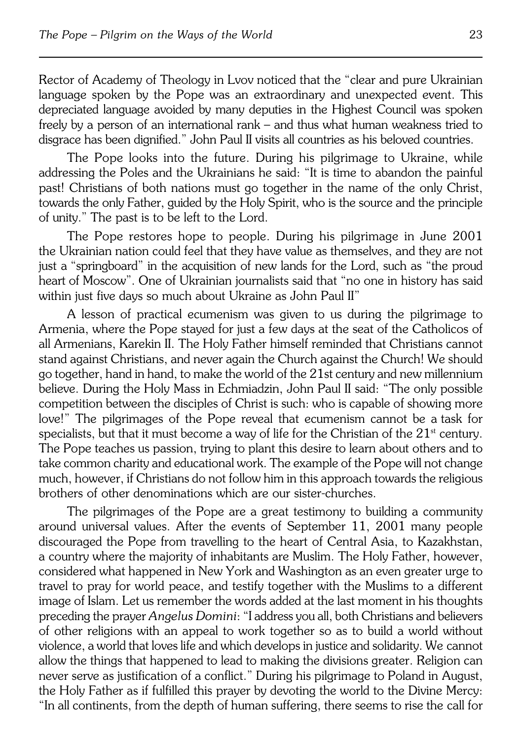Rector of Academy of Theology in Lvov noticed that the "clear and pure Ukrainian language spoken by the Pope was an extraordinary and unexpected event. This depreciated language avoided by many deputies in the Highest Council was spoken freely by a person of an international rank – and thus what human weakness tried to disgrace has been dignified." John Paul II visits all countries as his beloved countries.

The Pope looks into the future. During his pilgrimage to Ukraine, while addressing the Poles and the Ukrainians he said: "It is time to abandon the painful past! Christians of both nations must go together in the name of the only Christ, towards the only Father, guided by the Holy Spirit, who is the source and the principle of unity." The past is to be left to the Lord.

The Pope restores hope to people. During his pilgrimage in June 2001 the Ukrainian nation could feel that they have value as themselves, and they are not just a "springboard" in the acquisition of new lands for the Lord, such as "the proud heart of Moscow". One of Ukrainian journalists said that "no one in history has said within just five days so much about Ukraine as John Paul II"

A lesson of practical ecumenism was given to us during the pilgrimage to Armenia, where the Pope stayed for just a few days at the seat of the Catholicos of all Armenians, Karekin II. The Holy Father himself reminded that Christians cannot stand against Christians, and never again the Church against the Church! We should go together, hand in hand, to make the world of the 21st century and new millennium believe. During the Holy Mass in Echmiadzin, John Paul II said: "The only possible competition between the disciples of Christ is such: who is capable of showing more love!" The pilgrimages of the Pope reveal that ecumenism cannot be a task for specialists, but that it must become a way of life for the Christian of the 21st century. The Pope teaches us passion, trying to plant this desire to learn about others and to take common charity and educational work. The example of the Pope will not change much, however, if Christians do not follow him in this approach towards the religious brothers of other denominations which are our sister-churches.

The pilgrimages of the Pope are a great testimony to building a community around universal values. After the events of September 11, 2001 many people discouraged the Pope from travelling to the heart of Central Asia, to Kazakhstan, a country where the majority of inhabitants are Muslim. The Holy Father, however, considered what happened in New York and Washington as an even greater urge to travel to pray for world peace, and testify together with the Muslims to a different image of Islam. Let us remember the words added at the last moment in his thoughts preceding the prayer *Angelus Domini*: "I address you all, both Christians and believers of other religions with an appeal to work together so as to build a world without violence, a world that loves life and which develops in justice and solidarity. We cannot allow the things that happened to lead to making the divisions greater. Religion can never serve as justification of a conflict." During his pilgrimage to Poland in August, the Holy Father as if fulfilled this prayer by devoting the world to the Divine Mercy: "In all continents, from the depth of human suffering, there seems to rise the call for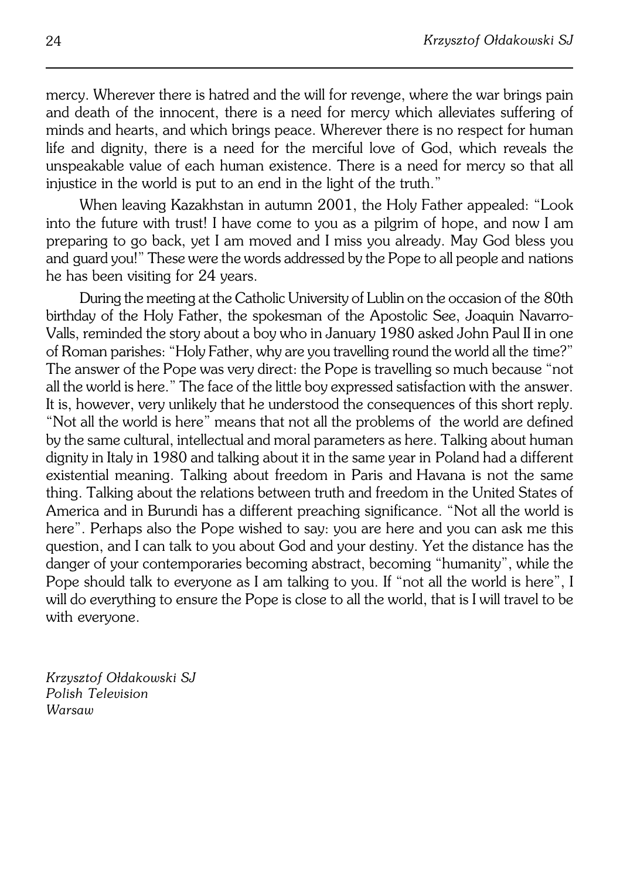mercy. Wherever there is hatred and the will for revenge, where the war brings pain and death of the innocent, there is a need for mercy which alleviates suffering of minds and hearts, and which brings peace. Wherever there is no respect for human life and dignity, there is a need for the merciful love of God, which reveals the unspeakable value of each human existence. There is a need for mercy so that all injustice in the world is put to an end in the light of the truth."

When leaving Kazakhstan in autumn 2001, the Holy Father appealed: "Look into the future with trust! I have come to you as a pilgrim of hope, and now I am preparing to go back, yet I am moved and I miss you already. May God bless you and guard you!" These were the words addressed by the Pope to all people and nations he has been visiting for 24 years.

During the meeting at the Catholic University of Lublin on the occasion of the 80th birthday of the Holy Father, the spokesman of the Apostolic See, Joaquin Navarro-Valls, reminded the story about a boy who in January 1980 asked John Paul II in one of Roman parishes: "Holy Father, why are you travelling round the world all the time?" The answer of the Pope was very direct: the Pope is travelling so much because "not all the world is here." The face of the little boy expressed satisfaction with the answer. It is, however, very unlikely that he understood the consequences of this short reply. "Not all the world is here" means that not all the problems of the world are defined by the same cultural, intellectual and moral parameters as here. Talking about human dignity in Italy in 1980 and talking about it in the same year in Poland had a different existential meaning. Talking about freedom in Paris and Havana is not the same thing. Talking about the relations between truth and freedom in the United States of America and in Burundi has a different preaching significance. "Not all the world is here". Perhaps also the Pope wished to say: you are here and you can ask me this question, and I can talk to you about God and your destiny. Yet the distance has the danger of your contemporaries becoming abstract, becoming "humanity", while the Pope should talk to everyone as I am talking to you. If "not all the world is here", I will do everything to ensure the Pope is close to all the world, that is I will travel to be with everyone.

*Krzysztof Ołdakowski SJ*
*Polish Television*
*Warsaw*